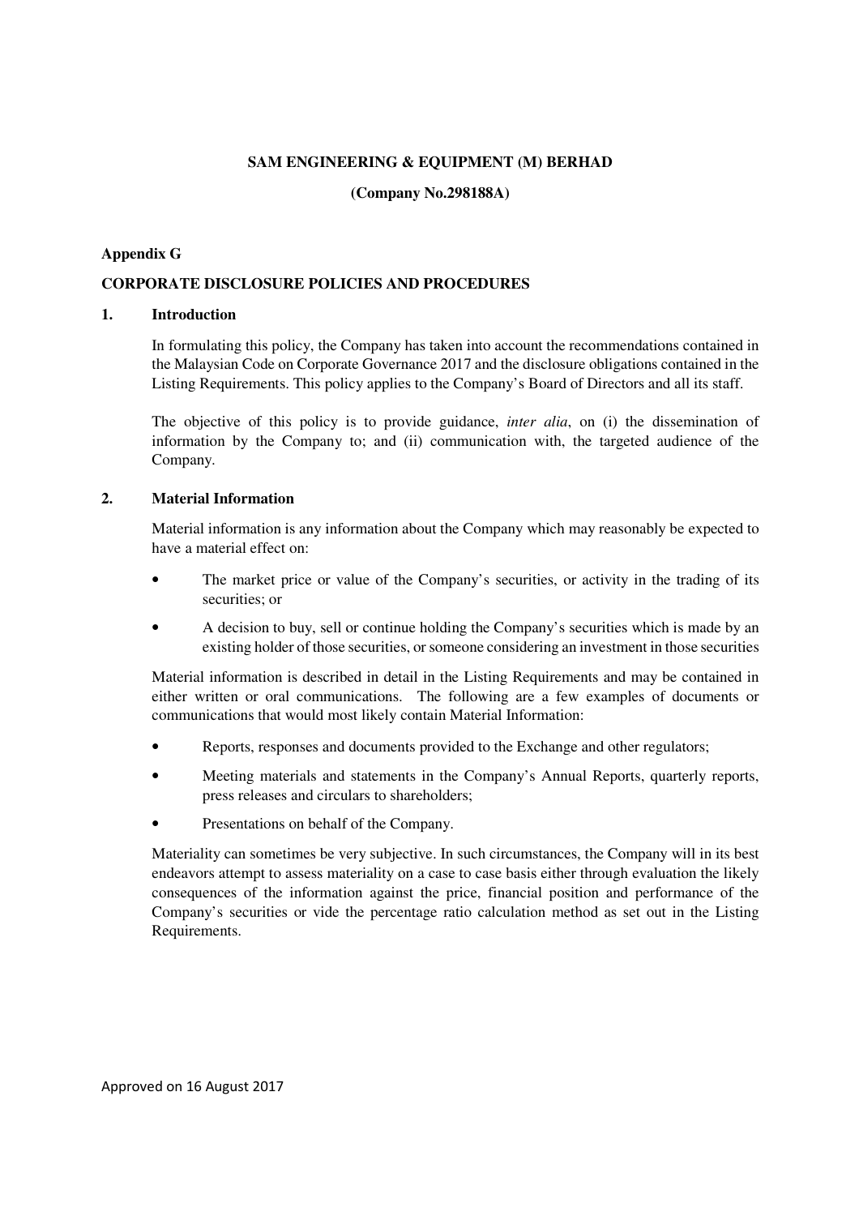**SAM ENGINEERING & EQUIPMENT (M) BERHAD**

**(Company No.298188A)**

**Appendix G**

## CORPORATE DISCLOSURE POLICIES AND PROCEDURES

### 1. Introduction

In formulating this policy, the Company has taken into account the recommendations contained in the Malaysian Code on Corporate Governance 2017 and the disclosure obligations contained in the Listing Requirements. This policy applies to the Company's Board of Directors and all its staff.

The objective of this policy is to provide guidance, *inter alia*, on (i) the dissemination of information by the Company to; and (ii) communication with, the targeted audience of the Company.

### 2. Material Information

Material information is any information about the Company which may reasonably be expected to have a material effect on:

- The market price or value of the Company's securities, or activity in the trading of its securities; or
- A decision to buy, sell or continue holding the Company's securities which is made by an existing holder of those securities, or someone considering an investment in those securities

Material information is described in detail in the Listing Requirements and may be contained in either written or oral communications. The following are a few examples of documents or communications that would most likely contain Material Information:

- Reports, responses and documents provided to the Exchange and other regulators;
- Meeting materials and statements in the Company's Annual Reports, quarterly reports, press releases and circulars to shareholders;
- Presentations on behalf of the Company.

Materiality can sometimes be very subjective. In such circumstances, the Company will in its best endeavors attempt to assess materiality on a case to case basis either through evaluation the likely consequences of the information against the price, financial position and performance of the Company's securities or vide the percentage ratio calculation method as set out in the Listing Requirements.

Approved on 16 August 2017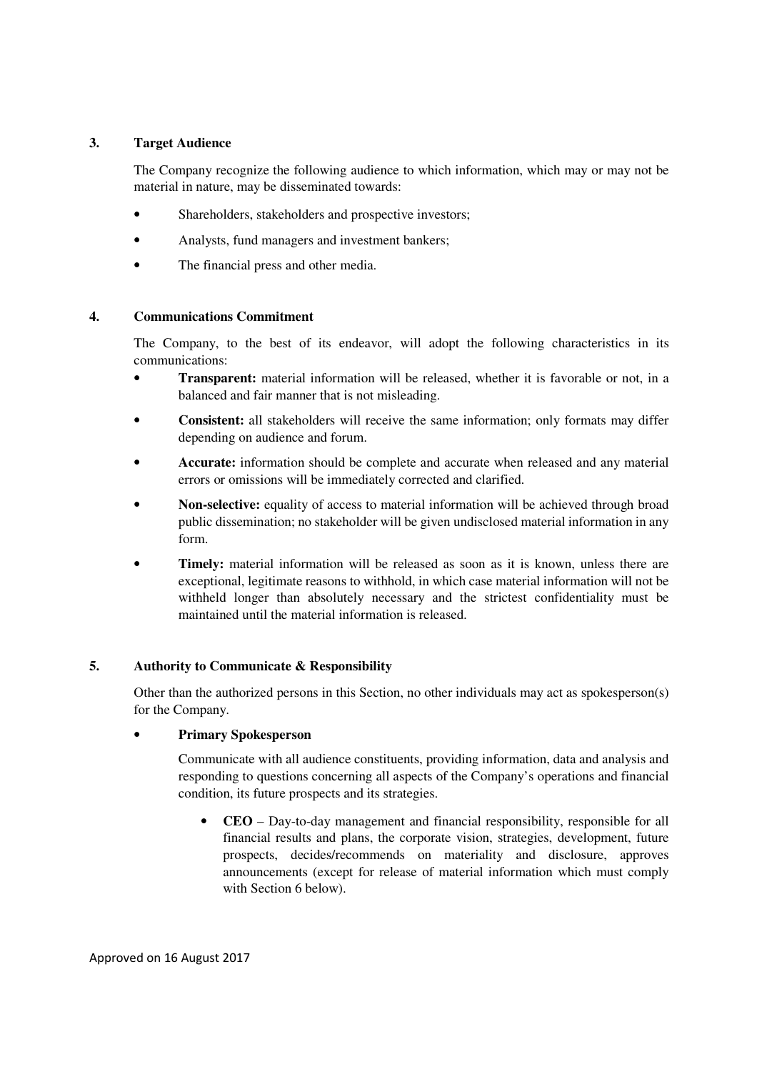## 3. Target Audience

The Company recognize the following audience to which information, which may or may not be material in nature, may be disseminated towards:

- Shareholders, stakeholders and prospective investors;
- Analysts, fund managers and investment bankers;
- The financial press and other media.

## 4. Communications Commitment

The Company, to the best of its endeavor, will adopt the following characteristics in its communications:

- **Transparent:** material information will be released, whether it is favorable or not, in a balanced and fair manner that is not misleading.
- **Consistent:** all stakeholders will receive the same information; only formats may differ depending on audience and forum.
- **Accurate:** information should be complete and accurate when released and any material errors or omissions will be immediately corrected and clarified.
- **Non-selective:** equality of access to material information will be achieved through broad public dissemination; no stakeholder will be given undisclosed material information in any form.
- **Timely:** material information will be released as soon as it is known, unless there are exceptional, legitimate reasons to withhold, in which case material information will not be withheld longer than absolutely necessary and the strictest confidentiality must be maintained until the material information is released.

## 5. Authority to Communicate & Responsibility

Other than the authorized persons in this Section, no other individuals may act as spokesperson(s) for the Company.

- **Primary Spokesperson**

  Communicate with all audience constituents, providing information, data and analysis and responding to questions concerning all aspects of the Company's operations and financial condition, its future prospects and its strategies.

  - **CEO** – Day-to-day management and financial responsibility, responsible for all financial results and plans, the corporate vision, strategies, development, future prospects, decides/recommends on materiality and disclosure, approves announcements (except for release of material information which must comply with Section 6 below).

Approved on 16 August 2017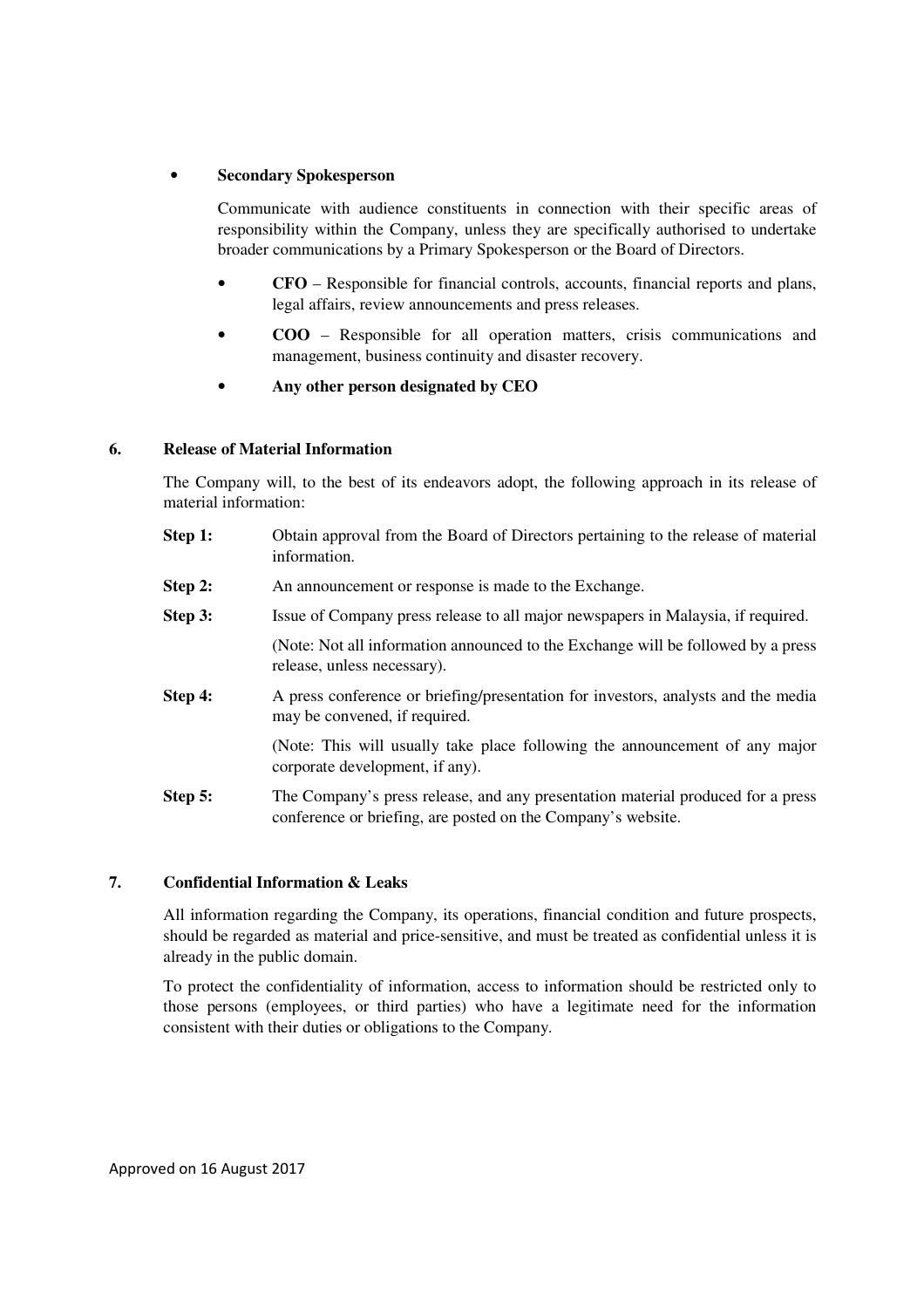- **Secondary Spokesperson**

  Communicate with audience constituents in connection with their specific areas of responsibility within the Company, unless they are specifically authorised to undertake broader communications by a Primary Spokesperson or the Board of Directors.

  - **CFO** – Responsible for financial controls, accounts, financial reports and plans, legal affairs, review announcements and press releases.
  - **COO** – Responsible for all operation matters, crisis communications and management, business continuity and disaster recovery.
  - **Any other person designated by CEO**

## 6. Release of Material Information

The Company will, to the best of its endeavors adopt, the following approach in its release of material information:

**Step 1:** Obtain approval from the Board of Directors pertaining to the release of material information.

**Step 2:** An announcement or response is made to the Exchange.

**Step 3:** Issue of Company press release to all major newspapers in Malaysia, if required.

(Note: Not all information announced to the Exchange will be followed by a press release, unless necessary).

**Step 4:** A press conference or briefing/presentation for investors, analysts and the media may be convened, if required.

(Note: This will usually take place following the announcement of any major corporate development, if any).

**Step 5:** The Company's press release, and any presentation material produced for a press conference or briefing, are posted on the Company's website.

## 7. Confidential Information & Leaks

All information regarding the Company, its operations, financial condition and future prospects, should be regarded as material and price-sensitive, and must be treated as confidential unless it is already in the public domain.

To protect the confidentiality of information, access to information should be restricted only to those persons (employees, or third parties) who have a legitimate need for the information consistent with their duties or obligations to the Company.

Approved on 16 August 2017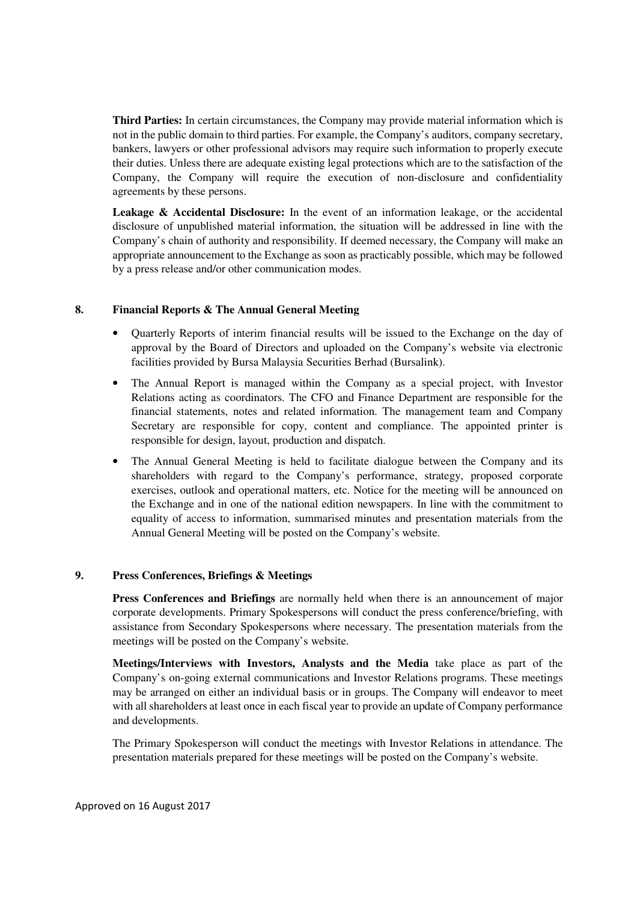**Third Parties:** In certain circumstances, the Company may provide material information which is not in the public domain to third parties. For example, the Company's auditors, company secretary, bankers, lawyers or other professional advisors may require such information to properly execute their duties. Unless there are adequate existing legal protections which are to the satisfaction of the Company, the Company will require the execution of non-disclosure and confidentiality agreements by these persons.

**Leakage & Accidental Disclosure:** In the event of an information leakage, or the accidental disclosure of unpublished material information, the situation will be addressed in line with the Company's chain of authority and responsibility. If deemed necessary, the Company will make an appropriate announcement to the Exchange as soon as practicably possible, which may be followed by a press release and/or other communication modes.

## 8. Financial Reports & The Annual General Meeting

- Quarterly Reports of interim financial results will be issued to the Exchange on the day of approval by the Board of Directors and uploaded on the Company's website via electronic facilities provided by Bursa Malaysia Securities Berhad (Bursalink).
- The Annual Report is managed within the Company as a special project, with Investor Relations acting as coordinators. The CFO and Finance Department are responsible for the financial statements, notes and related information. The management team and Company Secretary are responsible for copy, content and compliance. The appointed printer is responsible for design, layout, production and dispatch.
- The Annual General Meeting is held to facilitate dialogue between the Company and its shareholders with regard to the Company's performance, strategy, proposed corporate exercises, outlook and operational matters, etc. Notice for the meeting will be announced on the Exchange and in one of the national edition newspapers. In line with the commitment to equality of access to information, summarised minutes and presentation materials from the Annual General Meeting will be posted on the Company's website.

## 9. Press Conferences, Briefings & Meetings

**Press Conferences and Briefings** are normally held when there is an announcement of major corporate developments. Primary Spokespersons will conduct the press conference/briefing, with assistance from Secondary Spokespersons where necessary. The presentation materials from the meetings will be posted on the Company's website.

**Meetings/Interviews with Investors, Analysts and the Media** take place as part of the Company's on-going external communications and Investor Relations programs. These meetings may be arranged on either an individual basis or in groups. The Company will endeavor to meet with all shareholders at least once in each fiscal year to provide an update of Company performance and developments.

The Primary Spokesperson will conduct the meetings with Investor Relations in attendance. The presentation materials prepared for these meetings will be posted on the Company's website.

Approved on 16 August 2017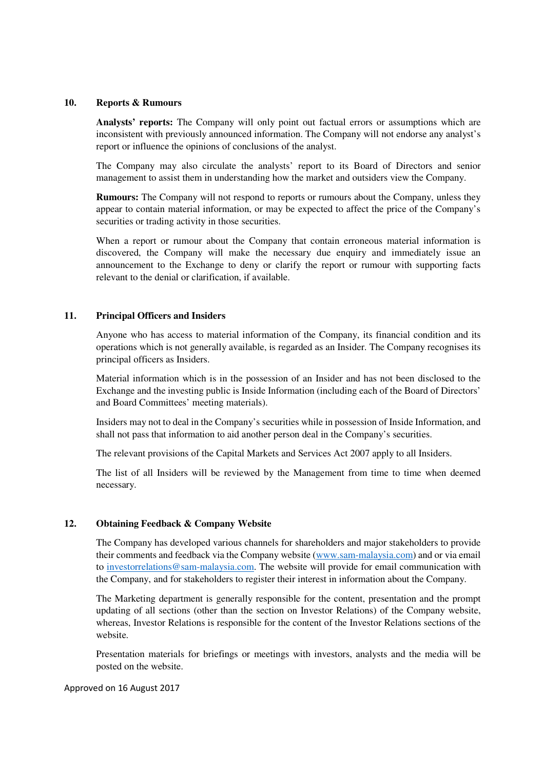## 10. Reports & Rumours

**Analysts' reports:** The Company will only point out factual errors or assumptions which are inconsistent with previously announced information. The Company will not endorse any analyst's report or influence the opinions of conclusions of the analyst.

The Company may also circulate the analysts' report to its Board of Directors and senior management to assist them in understanding how the market and outsiders view the Company.

**Rumours:** The Company will not respond to reports or rumours about the Company, unless they appear to contain material information, or may be expected to affect the price of the Company's securities or trading activity in those securities.

When a report or rumour about the Company that contain erroneous material information is discovered, the Company will make the necessary due enquiry and immediately issue an announcement to the Exchange to deny or clarify the report or rumour with supporting facts relevant to the denial or clarification, if available.

## 11. Principal Officers and Insiders

Anyone who has access to material information of the Company, its financial condition and its operations which is not generally available, is regarded as an Insider. The Company recognises its principal officers as Insiders.

Material information which is in the possession of an Insider and has not been disclosed to the Exchange and the investing public is Inside Information (including each of the Board of Directors' and Board Committees' meeting materials).

Insiders may not to deal in the Company's securities while in possession of Inside Information, and shall not pass that information to aid another person deal in the Company's securities.

The relevant provisions of the Capital Markets and Services Act 2007 apply to all Insiders.

The list of all Insiders will be reviewed by the Management from time to time when deemed necessary.

## 12. Obtaining Feedback & Company Website

The Company has developed various channels for shareholders and major stakeholders to provide their comments and feedback via the Company website ([www.sam-malaysia.com](http://www.sam-malaysia.com)) and or via email to [investorrelations@sam-malaysia.com](mailto:investorrelations@sam-malaysia.com). The website will provide for email communication with the Company, and for stakeholders to register their interest in information about the Company.

The Marketing department is generally responsible for the content, presentation and the prompt updating of all sections (other than the section on Investor Relations) of the Company website, whereas, Investor Relations is responsible for the content of the Investor Relations sections of the website.

Presentation materials for briefings or meetings with investors, analysts and the media will be posted on the website.

Approved on 16 August 2017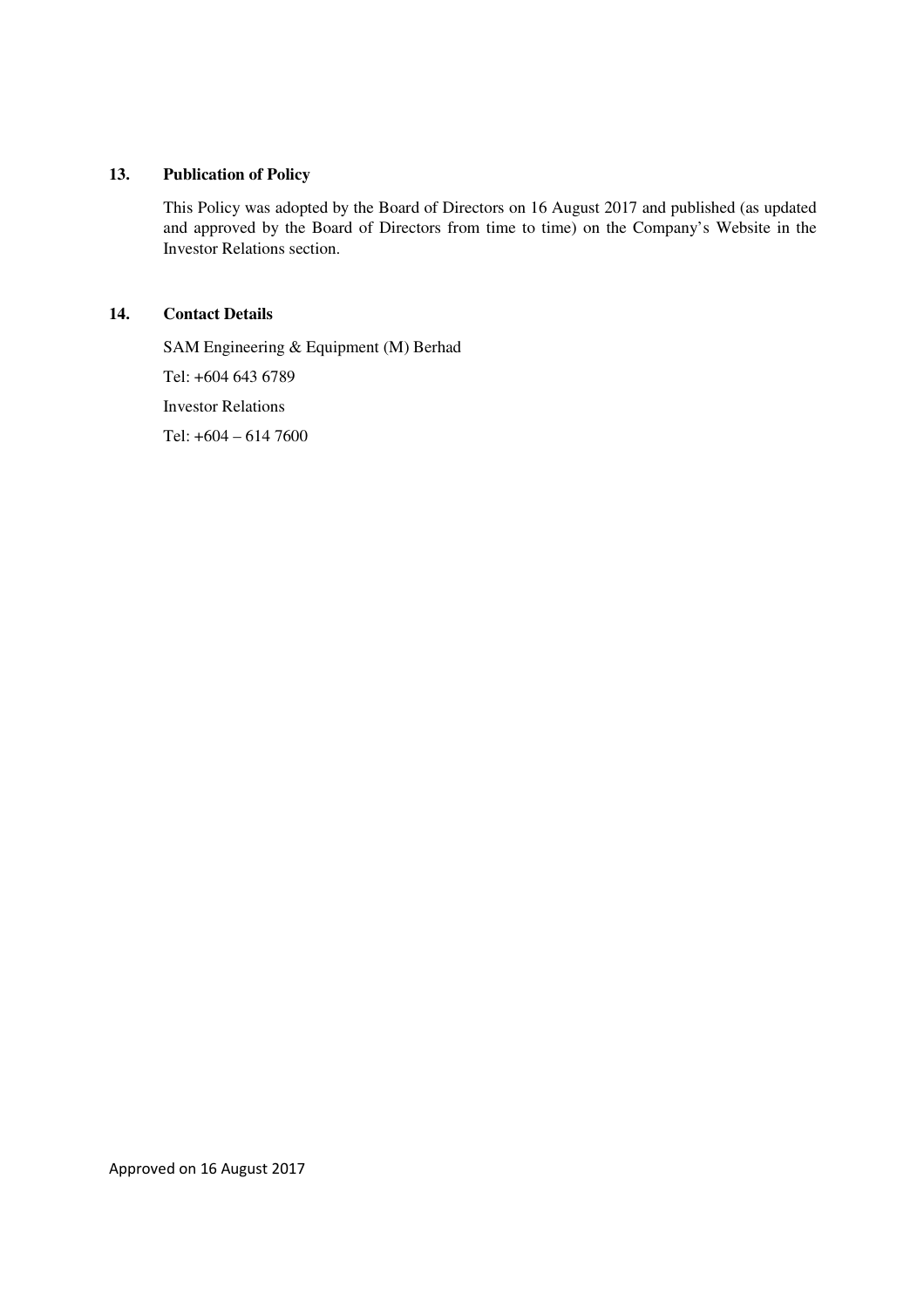## 13. Publication of Policy

This Policy was adopted by the Board of Directors on 16 August 2017 and published (as updated and approved by the Board of Directors from time to time) on the Company's Website in the Investor Relations section.

## 14. Contact Details

SAM Engineering & Equipment (M) Berhad

Tel: +604 643 6789

Investor Relations

Tel: +604 – 614 7600

Approved on 16 August 2017